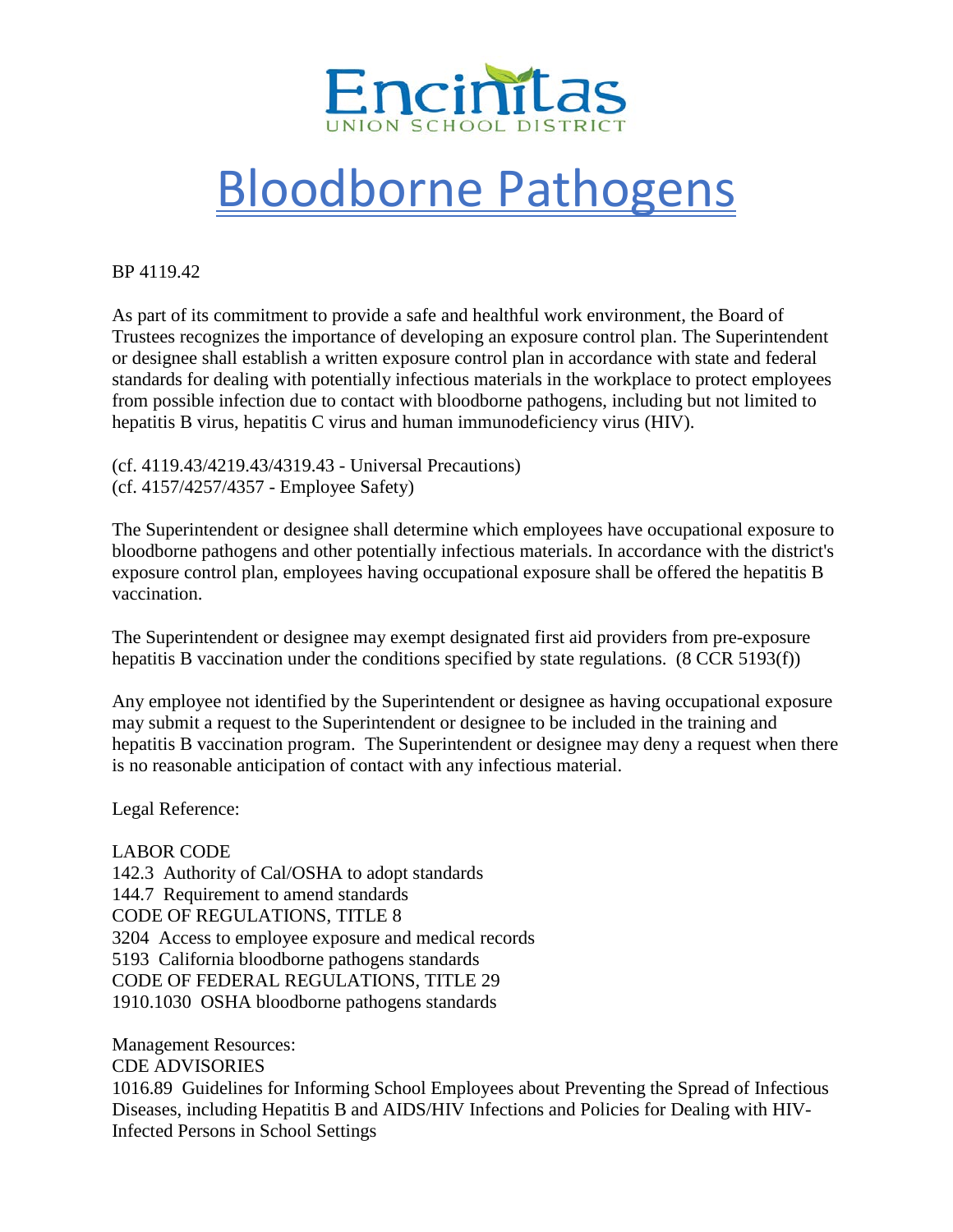Encinitas
UNION SCHOOL DISTRICT

# Bloodborne Pathogens

BP 4119.42

As part of its commitment to provide a safe and healthful work environment, the Board of Trustees recognizes the importance of developing an exposure control plan. The Superintendent or designee shall establish a written exposure control plan in accordance with state and federal standards for dealing with potentially infectious materials in the workplace to protect employees from possible infection due to contact with bloodborne pathogens, including but not limited to hepatitis B virus, hepatitis C virus and human immunodeficiency virus (HIV).

(cf. 4119.43/4219.43/4319.43 - Universal Precautions)
(cf. 4157/4257/4357 - Employee Safety)

The Superintendent or designee shall determine which employees have occupational exposure to bloodborne pathogens and other potentially infectious materials. In accordance with the district's exposure control plan, employees having occupational exposure shall be offered the hepatitis B vaccination.

The Superintendent or designee may exempt designated first aid providers from pre-exposure hepatitis B vaccination under the conditions specified by state regulations. (8 CCR 5193(f))

Any employee not identified by the Superintendent or designee as having occupational exposure may submit a request to the Superintendent or designee to be included in the training and hepatitis B vaccination program. The Superintendent or designee may deny a request when there is no reasonable anticipation of contact with any infectious material.

Legal Reference:

LABOR CODE
142.3 Authority of Cal/OSHA to adopt standards
144.7 Requirement to amend standards
CODE OF REGULATIONS, TITLE 8
3204 Access to employee exposure and medical records
5193 California bloodborne pathogens standards
CODE OF FEDERAL REGULATIONS, TITLE 29
1910.1030 OSHA bloodborne pathogens standards

Management Resources:
CDE ADVISORIES
1016.89 Guidelines for Informing School Employees about Preventing the Spread of Infectious Diseases, including Hepatitis B and AIDS/HIV Infections and Policies for Dealing with HIV-Infected Persons in School Settings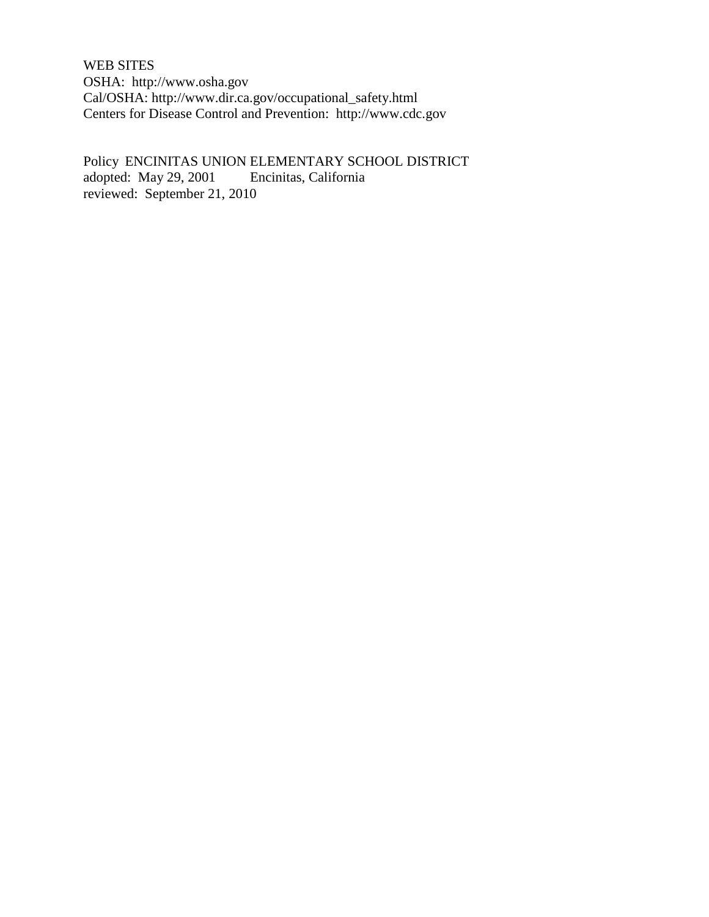WEB SITES
OSHA: http://www.osha.gov
Cal/OSHA: http://www.dir.ca.gov/occupational_safety.html
Centers for Disease Control and Prevention: http://www.cdc.gov

Policy ENCINITAS UNION ELEMENTARY SCHOOL DISTRICT
adopted: May 29, 2001 Encinitas, California
reviewed: September 21, 2010